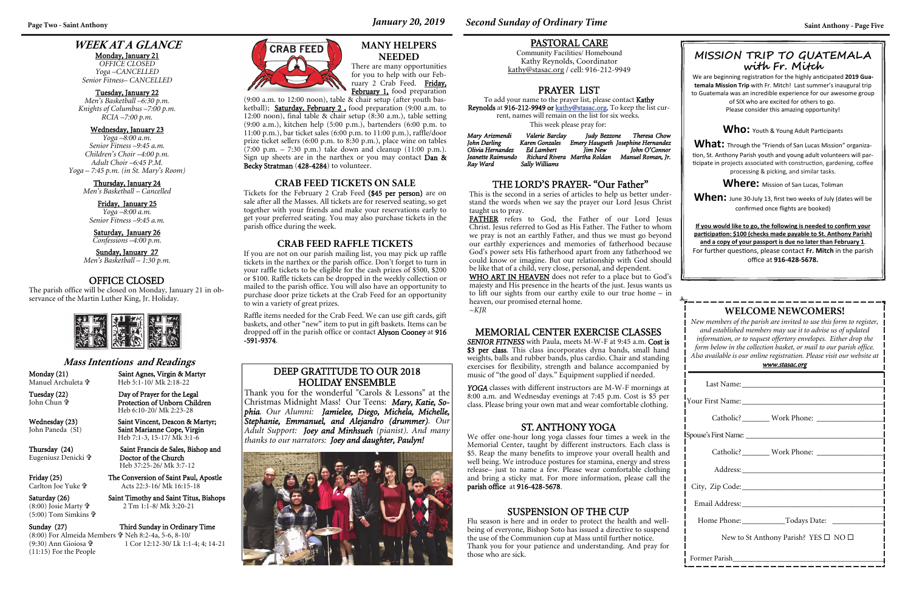# WEEK AT A GLANCE

**Monday, January 21**
*OFFICE CLOSED*
*Yoga –CANCELLED*
*Senior Fitness– CANCELLED*

**Tuesday, January 22**
*Men's Basketball –6:30 p.m.*
*Knights of Columbus –7:00 p.m.*
*RCIA –7:00 p.m.*

**Wednesday, January 23**
*Yoga –8:00 a.m.*
*Senior Fitness –9:45 a.m.*
*Children's Choir –4:00 p.m.*
*Adult Choir –6:45 P.M.*
*Yoga – 7:45 p.m. (in St. Mary's Room)*

**Thursday, January 24**
*Men's Basketball – Cancelled*

**Friday, January 25**
*Yoga –8:00 a.m.*
*Senior Fitness –9:45 a.m.*

**Saturday, January 26**
*Confessions –4:00 p.m.*

**Sunday, January 27**
*Men's Basketball – 1:30 p.m.*

## OFFICE CLOSED

The parish office will be closed on Monday, January 21 in observance of the Martin Luther King, Jr. Holiday.

## Mass Intentions and Readings

**Monday (21)** — Saint Agnes, Virgin & Martyr
Manuel Archuleta ✞ — Heb 5:1-10/ Mk 2:18-22

**Tuesday (22)** — Day of Prayer for the Legal Protection of Unborn Children
John Chun ✞ — Heb 6:10-20/ Mk 2:23-28

**Wednesday (23)** — Saint Vincent, Deacon & Martyr; Saint Marianne Cope, Virgin
John Paneda (SI) — Heb 7:1-3, 15-17/ Mk 3:1-6

**Thursday (24)** — Saint Francis de Sales, Bishop and Doctor of the Church
Eugeniusz Denicki ✞ — Heb 37:25-26/ Mk 3:7-12

**Friday (25)** — The Conversion of Saint Paul, Apostle
Carlton Joe Yuke ✞ — Acts 22:3-16/ Mk 16:15-18

**Saturday (26)** — Saint Timothy and Saint Titus, Bishops
(8:00) Josie Marty ✞ — 2 Tm 1:1-8/ Mk 3:20-21
(5:00) Tom Simkins ✞

**Sunday (27)** — Third Sunday in Ordinary Time
(8:00) For Almeida Members ✞ Neh 8:2-4a, 5-6, 8-10/
(9:30) Ann Gioiosa ✞ — 1 Cor 12:12-30/ Lk 1:1-4; 4; 14-21
(11:15) For the People

## MANY HELPERS NEEDED

There are many opportunities for you to help with our February 2 Crab Feed. **Friday, February 1,** food preparation (9:00 a.m. to 12:00 noon), table & chair setup (after youth basketball); **Saturday, February 2 ,** food preparation (9:00 a.m. to 12:00 noon), final table & chair setup (8:30 a.m.), table setting (9:00 a.m.), kitchen help (5:00 p.m.), bartenders (6:00 p.m. to 11:00 p.m.), bar ticket sales (6:00 p.m. to 11:00 p.m.), raffle/door prize ticket sellers (6:00 p.m. to 8:30 p.m.), place wine on tables (7:00 p.m. – 7:30 p.m.) take down and cleanup (11:00 p.m.). Sign up sheets are in the narthex or you may contact **Dan & Becky Stratman** (**428-4284**) to volunteer.

## CRAB FEED TICKETS ON SALE

Tickets for the February 2 Crab Feed (**$45 per person**) are on sale after all the Masses. All tickets are for reserved seating, so get together with your friends and make your reservations early to get your preferred seating. You may also purchase tickets in the parish office during the week.

## CRAB FEED RAFFLE TICKETS

If you are not on our parish mailing list, you may pick up raffle tickets in the narthex or the parish office. Don't forget to turn in your raffle tickets to be eligible for the cash prizes of $500, $200 or $100. Raffle tickets can be dropped in the weekly collection or mailed to the parish office. You will also have an opportunity to purchase door prize tickets at the Crab Feed for an opportunity to win a variety of great prizes.

Raffle items needed for the Crab Feed. We can use gift cards, gift baskets, and other "new" item to put in gift baskets. Items can be dropped off in the parish office or contact **Alyson Cooney** at **916 -591-9374**.

## DEEP GRATITUDE TO OUR 2018 HOLIDAY ENSEMBLE

Thank you for the wonderful "Carols & Lessons" at the Christmas Midnight Mass! Our Teens: ***Mary, Katie, Sophia***. *Our Alumni:* ***Jamielee, Diego, Michela, Michelle, Stephanie, Emmanuel, and Alejandro (drummer)***. *Our Adult Support:* ***Joey and Minhsueh*** *(pianist). And many thanks to our narrators:* ***Joey and daughter, Paulyn!***

## PASTORAL CARE

Community Facilities/ Homebound
Kathy Reynolds, Coordinator
kathy@stasac.org / cell: 916-212-9949

## PRAYER LIST

To add your name to the prayer list, please contact **Kathy Reynolds** at **916-212-9949 or kathy@stasac.org**. To keep the list current, names will remain on the list for six weeks.

This week please pray for:

| | | | |
|---|---|---|---|
| *Mary Arizmendi* | *Valerie Barclay* | *Judy Bezzone* | *Theresa Chow* |
| *John Darling* | *Karen Gonzales* | *Emery Haugseth* | *Josephine Hernandez* |
| *Olivia Hernandez* | *Ed Lambert* | *Jim New* | *John O'Connor* |
| *Jeanette Raimundo* | *Richard Rivera* | *Martha Roldan* | *Manuel Roman, Jr.* |
| *Ray Ward* | *Sally Williams* | | |

## THE LORD'S PRAYER- "Our Father"

This is the second in a series of articles to help us better understand the words when we say the prayer our Lord Jesus Christ taught us to pray.

**FATHER** refers to God, the Father of our Lord Jesus Christ. Jesus referred to God as His Father. The Father to whom we pray is not an earthly Father, and thus we must go beyond our earthly experiences and memories of fatherhood because God's power sets His fatherhood apart from any fatherhood we could know or imagine. But our relationship with God should be like that of a child, very close, personal, and dependent.

**WHO ART IN HEAVEN** does not refer to a place but to God's majesty and His presence in the hearts of the just. Jesus wants us to lift our sights from our earthly exile to our true home – in heaven, our promised eternal home.

*~KJR*

## MEMORIAL CENTER EXERCISE CLASSES

***SENIOR FITNESS*** with Paula, meets M-W-F at 9:45 a.m. **Cost is $3 per class**. This class incorporates dyna bands, small hand weights, balls and rubber bands, plus cardio. Chair and standing exercises for flexibility, strength and balance accompanied by music of "the good ol' days." Equipment supplied if needed.

***YOGA*** classes with different instructors are M-W-F mornings at 8:00 a.m. and Wednesday evenings at 7:45 p.m. Cost is $5 per class. Please bring your own mat and wear comfortable clothing.

## ST. ANTHONY YOGA

We offer one-hour long yoga classes four times a week in the Memorial Center, taught by different instructors. Each class is $5. Reap the many benefits to improve your overall health and well being. We introduce postures for stamina, energy and stress release– just to name a few. Please wear comfortable clothing and bring a sticky mat. For more information, please call the **parish office** at **916-428-5678**.

## SUSPENSION OF THE CUP

Flu season is here and in order to protect the health and well-being of everyone, Bishop Soto has issued a directive to suspend the use of the Communion cup at Mass until further notice. Thank you for your patience and understanding. And pray for those who are sick.

## MISSION TRIP TO GUATEMALA with Fr. Mitch

We are beginning registration for the highly anticipated **2019 Guatemala Mission Trip** with Fr. Mitch! Last summer's inaugural trip to Guatemala was an incredible experience for our awesome group of SIX who are excited for others to go. Please consider this amazing opportunity!

**Who:** Youth & Young Adult Participants

**What:** Through the "Friends of San Lucas Mission" organization, St. Anthony Parish youth and young adult volunteers will participate in projects associated with construction, gardening, coffee processing & picking, and similar tasks.

**Where:** Mission of San Lucas, Toliman

**When:** June 30-July 13, first two weeks of July (dates will be confirmed once flights are booked)

**If you would like to go, the following is needed to confirm your participation: $100 (checks made payable to St. Anthony Parish) and a copy of your passport is due no later than February 1**. For further questions, please contact **Fr. Mitch** in the parish office at **916-428-5678.**

## WELCOME NEWCOMERS!

*New members of the parish are invited to use this form to register, and established members may use it to advise us of updated information, or to request offertory envelopes. Either drop the form below in the collection basket, or mail to our parish office. Also available is our online registration. Please visit our website at* ***www.stasac.org***

Last Name:\_\_\_\_\_\_\_\_\_\_\_\_\_\_\_\_\_\_\_\_\_\_\_\_\_\_\_\_\_\_\_\_

Your First Name:\_\_\_\_\_\_\_\_\_\_\_\_\_\_\_\_\_\_\_\_\_\_\_\_\_\_\_\_

Catholic?\_\_\_\_\_\_\_ Work Phone: \_\_\_\_\_\_\_\_\_\_\_\_\_\_

Spouse's First Name: \_\_\_\_\_\_\_\_\_\_\_\_\_\_\_\_\_\_\_\_\_\_\_\_\_\_

Catholic?\_\_\_\_\_\_\_ Work Phone: \_\_\_\_\_\_\_\_\_\_\_\_\_\_

Address:\_\_\_\_\_\_\_\_\_\_\_\_\_\_\_\_\_\_\_\_\_\_\_\_\_\_\_\_\_\_\_\_\_

City, Zip Code:\_\_\_\_\_\_\_\_\_\_\_\_\_\_\_\_\_\_\_\_\_\_\_\_\_\_\_\_\_

Email Address:\_\_\_\_\_\_\_\_\_\_\_\_\_\_\_\_\_\_\_\_\_\_\_\_\_\_\_\_\_

Home Phone:\_\_\_\_\_\_\_\_\_\_\_Todays Date: \_\_\_\_\_\_\_\_\_\_

New to St Anthony Parish? YES ☐ NO ☐

Former Parish\_\_\_\_\_\_\_\_\_\_\_\_\_\_\_\_\_\_\_\_\_\_\_\_\_\_\_\_\_\_\_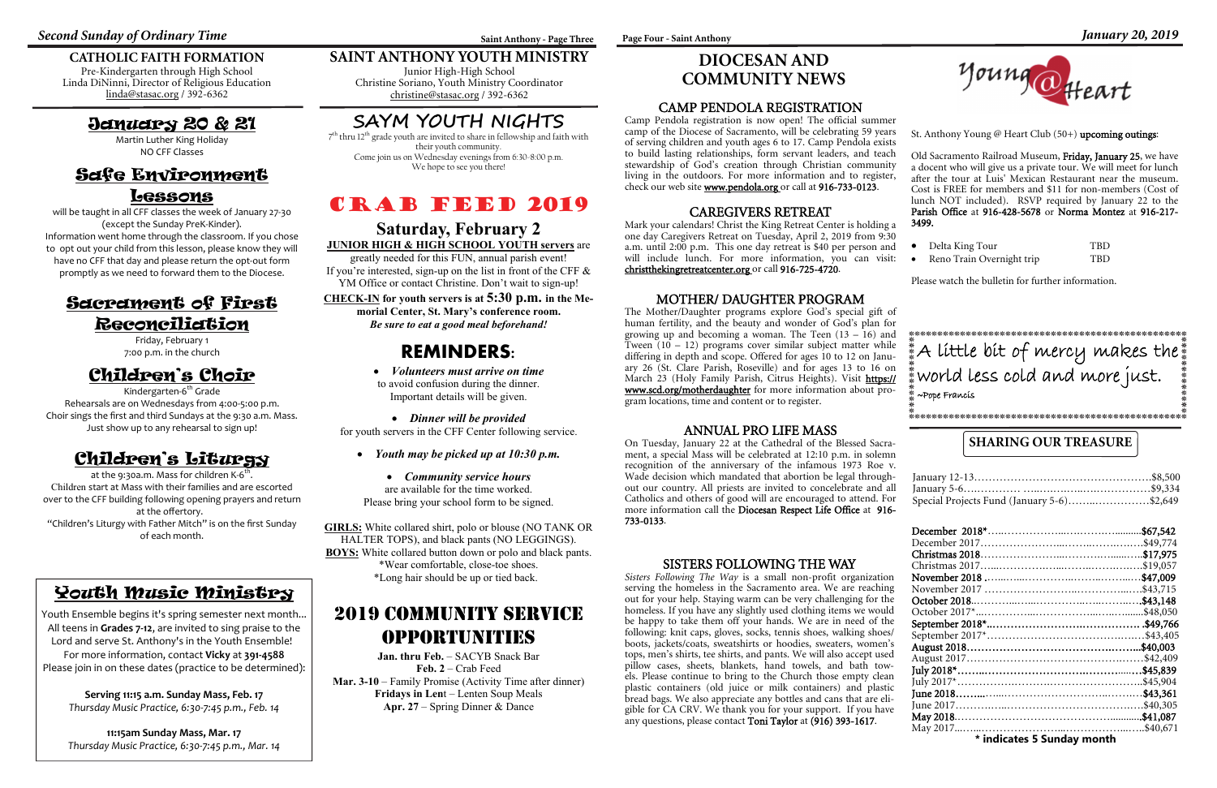## CATHOLIC FAITH FORMATION

Pre-Kindergarten through High School
Linda DiNinni, Director of Religious Education
linda@stasac.org / 392-6362

## January 20 & 21

Martin Luther King Holiday
NO CFF Classes

## Safe Environment Lessons

will be taught in all CFF classes the week of January 27-30 (except the Sunday PreK-Kinder).
Information went home through the classroom. If you chose to opt out your child from this lesson, please know they will have no CFF that day and please return the opt-out form promptly as we need to forward them to the Diocese.

## Sacrament of First Reconciliation

Friday, February 1
7:00 p.m. in the church

## Children's Choir

Kindergarten-6th Grade
Rehearsals are on Wednesdays from 4:00-5:00 p.m.
Choir sings the first and third Sundays at the 9:30 a.m. Mass.
Just show up to any rehearsal to sign up!

## Children's Liturgy

at the 9:30a.m. Mass for children K-6th.
Children start at Mass with their families and are escorted over to the CFF building following opening prayers and return at the offertory.
"Children's Liturgy with Father Mitch" is on the first Sunday of each month.

## Youth Music Ministry

Youth Ensemble begins it's spring semester next month... All teens in **Grades 7-12**, are invited to sing praise to the Lord and serve St. Anthony's in the Youth Ensemble! For more information, contact **Vicky** at **391-4588**
Please join in on these dates (practice to be determined):

**Serving 11:15 a.m. Sunday Mass, Feb. 17**
*Thursday Music Practice, 6:30-7:45 p.m., Feb. 14*

**11:15am Sunday Mass, Mar. 17**
*Thursday Music Practice, 6:30-7:45 p.m., Mar. 14*

## SAINT ANTHONY YOUTH MINISTRY

Junior High-High School
Christine Soriano, Youth Ministry Coordinator
christine@stasac.org / 392-6362

## SAYM YOUTH NIGHTS

7th thru 12th grade youth are invited to share in fellowship and faith with their youth community.
Come join us on Wednesday evenings from 6:30-8:00 p.m.
We hope to see you there!

## CRAB FEED 2019

### Saturday, February 2

**JUNIOR HIGH & HIGH SCHOOL YOUTH servers** are greatly needed for this FUN, annual parish event!
If you're interested, sign-up on the list in front of the CFF & YM Office or contact Christine. Don't wait to sign-up!

**CHECK-IN for youth servers is at 5:30 p.m. in the Memorial Center, St. Mary's conference room.**
***Be sure to eat a good meal beforehand!***

## REMINDERS:

- ***Volunteers must arrive on time*** to avoid confusion during the dinner. Important details will be given.
- ***Dinner will be provided*** for youth servers in the CFF Center following service.
- ***Youth may be picked up at 10:30 p.m.***
- ***Community service hours*** are available for the time worked. Please bring your school form to be signed.

**GIRLS:** White collared shirt, polo or blouse (NO TANK OR HALTER TOPS), and black pants (NO LEGGINGS).
**BOYS:** White collared button down or polo and black pants.
*Wear comfortable, close-toe shoes.
*Long hair should be up or tied back.

## 2019 COMMUNITY SERVICE OPPORTUNITIES

**Jan. thru Feb.** – SACYB Snack Bar
**Feb. 2** – Crab Feed
**Mar. 3-10** – Family Promise (Activity Time after dinner)
**Fridays in Len**t – Lenten Soup Meals
**Apr. 27** – Spring Dinner & Dance

## DIOCESAN AND COMMUNITY NEWS

### CAMP PENDOLA REGISTRATION

Camp Pendola registration is now open! The official summer camp of the Diocese of Sacramento, will be celebrating 59 years of serving children and youth ages 6 to 17. Camp Pendola exists to build lasting relationships, form servant leaders, and teach stewardship of God's creation through Christian community living in the outdoors. For more information and to register, check our web site **www.pendola.org** or call at **916-733-0123**.

### CAREGIVERS RETREAT

Mark your calendars! Christ the King Retreat Center is holding a one day Caregivers Retreat on Tuesday, April 2, 2019 from 9:30 a.m. until 2:00 p.m. This one day retreat is $40 per person and will include lunch. For more information, you can visit: **christthekingretreatcenter.org** or call **916-725-4720**.

### MOTHER/ DAUGHTER PROGRAM

The Mother/Daughter programs explore God's special gift of human fertility, and the beauty and wonder of God's plan for growing up and becoming a woman. The Teen (13 – 16) and Tween (10 – 12) programs cover similar subject matter while differing in depth and scope. Offered for ages 10 to 12 on January 26 (St. Clare Parish, Roseville) and for ages 13 to 16 on March 23 (Holy Family Parish, Citrus Heights). Visit **https://www.scd.org/motherdaughter** for more information about program locations, time and content or to register.

### ANNUAL PRO LIFE MASS

On Tuesday, January 22 at the Cathedral of the Blessed Sacrament, a special Mass will be celebrated at 12:10 p.m. in solemn recognition of the anniversary of the infamous 1973 Roe v. Wade decision which mandated that abortion be legal throughout our country. All priests are invited to concelebrate and all Catholics and others of good will are encouraged to attend. For more information call the **Diocesan Respect Life Office** at **916-733-0133**.

### SISTERS FOLLOWING THE WAY

*Sisters Following The Way* is a small non-profit organization serving the homeless in the Sacramento area. We are reaching out for your help. Staying warm can be very challenging for the homeless. If you have any slightly used clothing items we would be happy to take them off your hands. We are in need of the following: knit caps, gloves, socks, tennis shoes, walking shoes/ boots, jackets/coats, sweatshirts or hoodies, sweaters, women's tops, men's shirts, tee shirts, and pants. We will also accept used pillow cases, sheets, blankets, hand towels, and bath towels. Please continue to bring to the Church those empty clean plastic containers (old juice or milk containers) and plastic bread bags. We also appreciate any bottles and cans that are eligible for CA CRV. We thank you for your support. If you have any questions, please contact **Toni Taylor** at **(916) 393-1617**.

## Young @ Heart

St. Anthony Young @ Heart Club (50+) **upcoming outings**:

Old Sacramento Railroad Museum, **Friday, January 25**, we have a docent who will give us a private tour. We will meet for lunch after the tour at Luis' Mexican Restaurant near the museum. Cost is FREE for members and $11 for non-members (Cost of lunch NOT included). RSVP required by January 22 to the **Parish Office** at **916-428-5678** or **Norma Montez** at **916-217-3499.**

- Delta King Tour — TBD
- Reno Train Overnight trip — TBD

Please watch the bulletin for further information.

A little bit of mercy makes the world less cold and more just.
~Pope Francis

## SHARING OUR TREASURE

| | |
|---|---|
| January 12-13 | $8,500 |
| January 5-6 | $9,334 |
| Special Projects Fund (January 5-6) | $2,649 |

| | |
|---|---|
| **December 2018*** | **$67,542** |
| December 2017 | $49,774 |
| **Christmas 2018** | **$17,975** |
| Christmas 2017 | $19,057 |
| **November 2018** | **$47,009** |
| November 2017 | $43,715 |
| **October 2018** | **$43,148** |
| October 2017* | $48,050 |
| **September 2018*** | **$49,766** |
| September 2017* | $43,405 |
| **August 2018** | **$40,003** |
| August 2017 | $42,409 |
| **July 2018*** | **$45,839** |
| July 2017* | $45,904 |
| **June 2018** | **$43,361** |
| June 2017 | $40,305 |
| **May 2018** | **$41,087** |
| May 2017 | $40,671 |

**\* indicates 5 Sunday month**